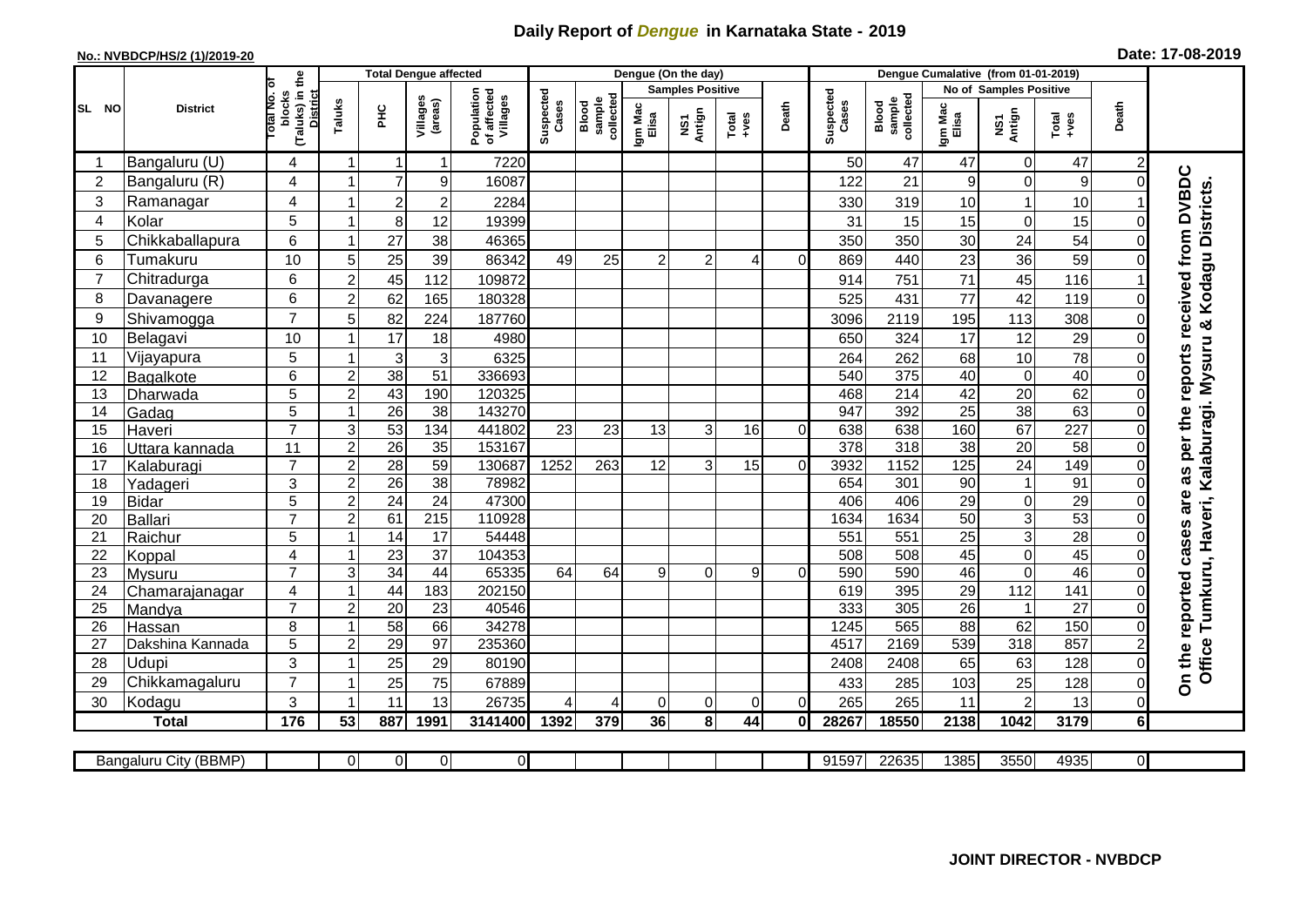# Daily Report of *Dengue* in Karnataka State - 2019

**No.: NVBDCP/HS/2 (1)/2019-20**

**Date: 17-08-2019**

| SL NO | District | Total No. of blocks (Taluks) in the District | Total Dengue affected | | | | Dengue (On the day) | | | | | | Dengue Cumalative (from 01-01-2019) | | | | | | |
|---|---|---|---|---|---|---|---|---|---|---|---|---|---|---|---|---|---|---|---|
| | | | Taluks | PHC | Villages (areas) | Population of affected Villages | Suspected Cases | Blood sample collected | Samples Positive | | | Death | Suspected Cases | Blood sample collected | No of Samples Positive | | | Death | |
| | | | | | | | | | Igm Mac Elisa | NS1 Antign | Total +ves | | | | Igm Mac Elisa | NS1 Antign | Total +ves | | |
| 1 | Bangaluru (U) | 4 | 1 | 1 | 1 | 7220 | | | | | | | 50 | 47 | 47 | 0 | 47 | 2 | On the reported cases are as per the reports received from DVBDC Office Tumkuru, Haveri, Kalaburagi. Mysuru & Kodagu Districts. |
| 2 | Bangaluru (R) | 4 | 1 | 7 | 9 | 16087 | | | | | | | 122 | 21 | 9 | 0 | 9 | 0 | |
| 3 | Ramanagar | 4 | 1 | 2 | 2 | 2284 | | | | | | | 330 | 319 | 10 | 1 | 10 | 1 | |
| 4 | Kolar | 5 | 1 | 8 | 12 | 19399 | | | | | | | 31 | 15 | 15 | 0 | 15 | 0 | |
| 5 | Chikkaballapura | 6 | 1 | 27 | 38 | 46365 | | | | | | | 350 | 350 | 30 | 24 | 54 | 0 | |
| 6 | Tumakuru | 10 | 5 | 25 | 39 | 86342 | 49 | 25 | 2 | 2 | 4 | 0 | 869 | 440 | 23 | 36 | 59 | 0 | |
| 7 | Chitradurga | 6 | 2 | 45 | 112 | 109872 | | | | | | | 914 | 751 | 71 | 45 | 116 | 1 | |
| 8 | Davanagere | 6 | 2 | 62 | 165 | 180328 | | | | | | | 525 | 431 | 77 | 42 | 119 | 0 | |
| 9 | Shivamogga | 7 | 5 | 82 | 224 | 187760 | | | | | | | 3096 | 2119 | 195 | 113 | 308 | 0 | |
| 10 | Belagavi | 10 | 1 | 17 | 18 | 4980 | | | | | | | 650 | 324 | 17 | 12 | 29 | 0 | |
| 11 | Vijayapura | 5 | 1 | 3 | 3 | 6325 | | | | | | | 264 | 262 | 68 | 10 | 78 | 0 | |
| 12 | Bagalkote | 6 | 2 | 38 | 51 | 336693 | | | | | | | 540 | 375 | 40 | 0 | 40 | 0 | |
| 13 | Dharwada | 5 | 2 | 43 | 190 | 120325 | | | | | | | 468 | 214 | 42 | 20 | 62 | 0 | |
| 14 | Gadag | 5 | 1 | 26 | 38 | 143270 | | | | | | | 947 | 392 | 25 | 38 | 63 | 0 | |
| 15 | Haveri | 7 | 3 | 53 | 134 | 441802 | 23 | 23 | 13 | 3 | 16 | 0 | 638 | 638 | 160 | 67 | 227 | 0 | |
| 16 | Uttara kannada | 11 | 2 | 26 | 35 | 153167 | | | | | | | 378 | 318 | 38 | 20 | 58 | 0 | |
| 17 | Kalaburagi | 7 | 2 | 28 | 59 | 130687 | 1252 | 263 | 12 | 3 | 15 | 0 | 3932 | 1152 | 125 | 24 | 149 | 0 | |
| 18 | Yadageri | 3 | 2 | 26 | 38 | 78982 | | | | | | | 654 | 301 | 90 | 1 | 91 | 0 | |
| 19 | Bidar | 5 | 2 | 24 | 24 | 47300 | | | | | | | 406 | 406 | 29 | 0 | 29 | 0 | |
| 20 | Ballari | 7 | 2 | 61 | 215 | 110928 | | | | | | | 1634 | 1634 | 50 | 3 | 53 | 0 | |
| 21 | Raichur | 5 | 1 | 14 | 17 | 54448 | | | | | | | 551 | 551 | 25 | 3 | 28 | 0 | |
| 22 | Koppal | 4 | 1 | 23 | 37 | 104353 | | | | | | | 508 | 508 | 45 | 0 | 45 | 0 | |
| 23 | Mysuru | 7 | 3 | 34 | 44 | 65335 | 64 | 64 | 9 | 0 | 9 | 0 | 590 | 590 | 46 | 0 | 46 | 0 | |
| 24 | Chamarajanagar | 4 | 1 | 44 | 183 | 202150 | | | | | | | 619 | 395 | 29 | 112 | 141 | 0 | |
| 25 | Mandya | 7 | 2 | 20 | 23 | 40546 | | | | | | | 333 | 305 | 26 | 1 | 27 | 0 | |
| 26 | Hassan | 8 | 1 | 58 | 66 | 34278 | | | | | | | 1245 | 565 | 88 | 62 | 150 | 0 | |
| 27 | Dakshina Kannada | 5 | 2 | 29 | 97 | 235360 | | | | | | | 4517 | 2169 | 539 | 318 | 857 | 2 | |
| 28 | Udupi | 3 | 1 | 25 | 29 | 80190 | | | | | | | 2408 | 2408 | 65 | 63 | 128 | 0 | |
| 29 | Chikkamagaluru | 7 | 1 | 25 | 75 | 67889 | | | | | | | 433 | 285 | 103 | 25 | 128 | 0 | |
| 30 | Kodagu | 3 | 1 | 11 | 13 | 26735 | 4 | 4 | 0 | 0 | 0 | 0 | 265 | 265 | 11 | 2 | 13 | 0 | |
| | **Total** | **176** | **53** | **887** | **1991** | **3141400** | **1392** | **379** | **36** | **8** | **44** | **0** | **28267** | **18550** | **2138** | **1042** | **3179** | **6** | |

| Bangaluru City (BBMP) | | 0 | 0 | 0 | 0 | | | | | | | 91597 | 22635 | 1385 | 3550 | 4935 | 0 | |
|---|---|---|---|---|---|---|---|---|---|---|---|---|---|---|---|---|---|---|

**JOINT DIRECTOR - NVBDCP**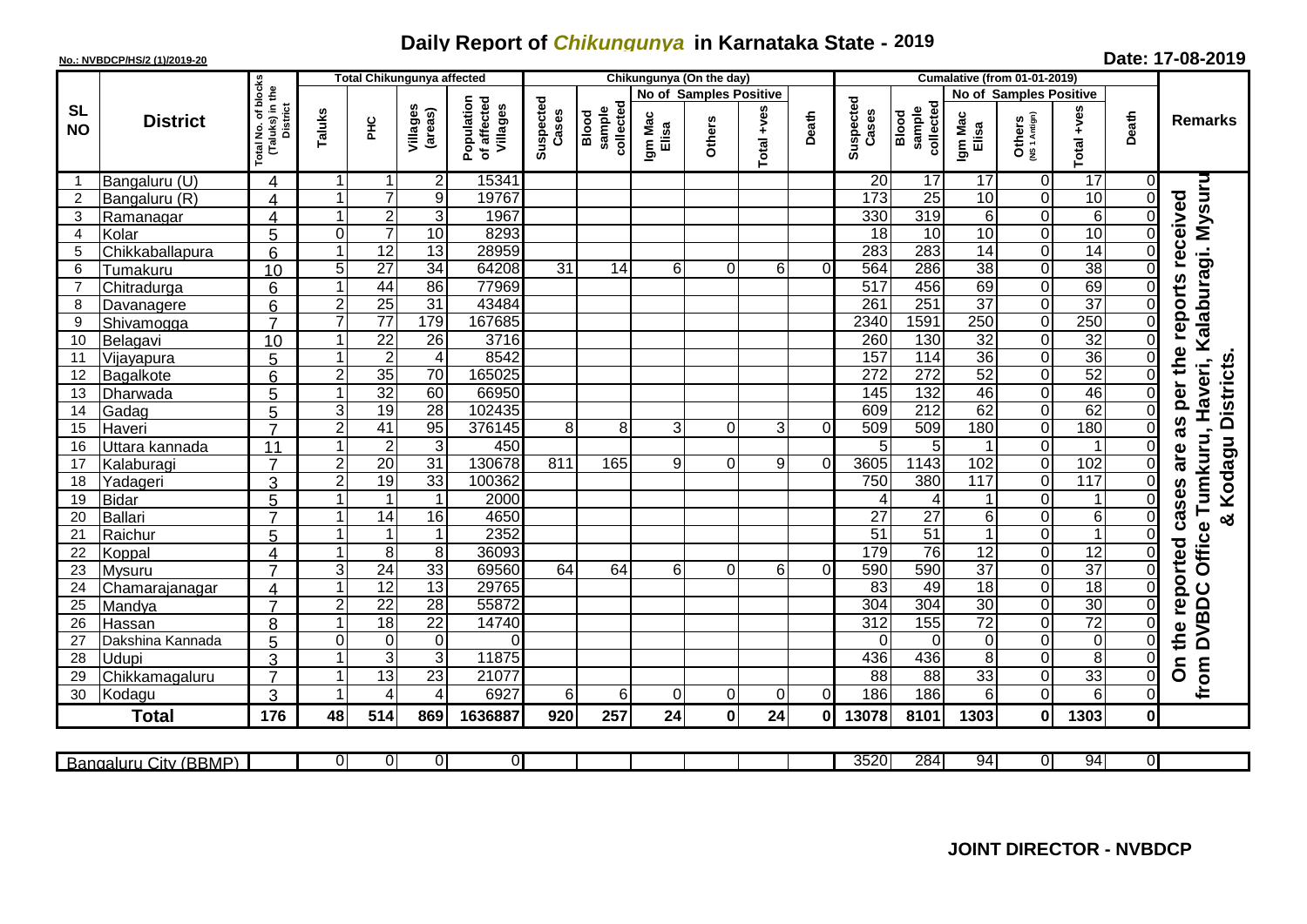# Daily Report of *Chikungunya* in Karnataka State - 2019

**No.: NVBDCP/HS/2 (1)/2019-20**

**Date: 17-08-2019**

| SL NO | District | Total No. of blocks (Taluks) in the District | Total Chikungunya affected | | | | Chikungunya (On the day) | | | | | | Cumalative (from 01-01-2019) | | | | | | Remarks |
|---|---|---|---|---|---|---|---|---|---|---|---|---|---|---|---|---|---|---|---|
| | | | Taluks | PHC | Villages (areas) | Population of affected Villages | Suspected Cases | Blood sample collected | No of Samples Positive | | | Death | Suspected Cases | Blood sample collected | No of Samples Positive | | | Death | |
| | | | | | | | | | Igm Mac Elisa | Others | Total +ves | | | | Igm Mac Elisa | Others (NS 1 Antign) | Total +ves | | |
| 1 | Bangaluru (U) | 4 | 1 | 1 | 2 | 15341 | | | | | | | 20 | 17 | 17 | 0 | 17 | 0 | On the reported cases are as per the reports received from DVBDC Office Tumkuru, Haveri, Kalaburagi. Mysuru & Kodagu Districts. |
| 2 | Bangaluru (R) | 4 | 1 | 7 | 9 | 19767 | | | | | | | 173 | 25 | 10 | 0 | 10 | 0 | |
| 3 | Ramanagar | 4 | 1 | 2 | 3 | 1967 | | | | | | | 330 | 319 | 6 | 0 | 6 | 0 | |
| 4 | Kolar | 5 | 0 | 7 | 10 | 8293 | | | | | | | 18 | 10 | 10 | 0 | 10 | 0 | |
| 5 | Chikkaballapura | 6 | 1 | 12 | 13 | 28959 | | | | | | | 283 | 283 | 14 | 0 | 14 | 0 | |
| 6 | Tumakuru | 10 | 5 | 27 | 34 | 64208 | 31 | 14 | 6 | 0 | 6 | 0 | 564 | 286 | 38 | 0 | 38 | 0 | |
| 7 | Chitradurga | 6 | 1 | 44 | 86 | 77969 | | | | | | | 517 | 456 | 69 | 0 | 69 | 0 | |
| 8 | Davanagere | 6 | 2 | 25 | 31 | 43484 | | | | | | | 261 | 251 | 37 | 0 | 37 | 0 | |
| 9 | Shivamogga | 7 | 7 | 77 | 179 | 167685 | | | | | | | 2340 | 1591 | 250 | 0 | 250 | 0 | |
| 10 | Belagavi | 10 | 1 | 22 | 26 | 3716 | | | | | | | 260 | 130 | 32 | 0 | 32 | 0 | |
| 11 | Vijayapura | 5 | 1 | 2 | 4 | 8542 | | | | | | | 157 | 114 | 36 | 0 | 36 | 0 | |
| 12 | Bagalkote | 6 | 2 | 35 | 70 | 165025 | | | | | | | 272 | 272 | 52 | 0 | 52 | 0 | |
| 13 | Dharwada | 5 | 1 | 32 | 60 | 66950 | | | | | | | 145 | 132 | 46 | 0 | 46 | 0 | |
| 14 | Gadag | 5 | 3 | 19 | 28 | 102435 | | | | | | | 609 | 212 | 62 | 0 | 62 | 0 | |
| 15 | Haveri | 7 | 2 | 41 | 95 | 376145 | 8 | 8 | 3 | 0 | 3 | 0 | 509 | 509 | 180 | 0 | 180 | 0 | |
| 16 | Uttara kannada | 11 | 1 | 2 | 3 | 450 | | | | | | | 5 | 5 | 1 | 0 | 1 | 0 | |
| 17 | Kalaburagi | 7 | 2 | 20 | 31 | 130678 | 811 | 165 | 9 | 0 | 9 | 0 | 3605 | 1143 | 102 | 0 | 102 | 0 | |
| 18 | Yadageri | 3 | 2 | 19 | 33 | 100362 | | | | | | | 750 | 380 | 117 | 0 | 117 | 0 | |
| 19 | Bidar | 5 | 1 | 1 | 1 | 2000 | | | | | | | 4 | 4 | 1 | 0 | 1 | 0 | |
| 20 | Ballari | 7 | 1 | 14 | 16 | 4650 | | | | | | | 27 | 27 | 6 | 0 | 6 | 0 | |
| 21 | Raichur | 5 | 1 | 1 | 1 | 2352 | | | | | | | 51 | 51 | 1 | 0 | 1 | 0 | |
| 22 | Koppal | 4 | 1 | 8 | 8 | 36093 | | | | | | | 179 | 76 | 12 | 0 | 12 | 0 | |
| 23 | Mysuru | 7 | 3 | 24 | 33 | 69560 | 64 | 64 | 6 | 0 | 6 | 0 | 590 | 590 | 37 | 0 | 37 | 0 | |
| 24 | Chamarajanagar | 4 | 1 | 12 | 13 | 29765 | | | | | | | 83 | 49 | 18 | 0 | 18 | 0 | |
| 25 | Mandya | 7 | 2 | 22 | 28 | 55872 | | | | | | | 304 | 304 | 30 | 0 | 30 | 0 | |
| 26 | Hassan | 8 | 1 | 18 | 22 | 14740 | | | | | | | 312 | 155 | 72 | 0 | 72 | 0 | |
| 27 | Dakshina Kannada | 5 | 0 | 0 | 0 | 0 | | | | | | | 0 | 0 | 0 | 0 | 0 | 0 | |
| 28 | Udupi | 3 | 1 | 3 | 3 | 11875 | | | | | | | 436 | 436 | 8 | 0 | 8 | 0 | |
| 29 | Chikkamagaluru | 7 | 1 | 13 | 23 | 21077 | | | | | | | 88 | 88 | 33 | 0 | 33 | 0 | |
| 30 | Kodagu | 3 | 1 | 4 | 4 | 6927 | 6 | 6 | 0 | 0 | 0 | 0 | 186 | 186 | 6 | 0 | 6 | 0 | |
| | **Total** | **176** | **48** | **514** | **869** | **1636887** | **920** | **257** | **24** | **0** | **24** | **0** | **13078** | **8101** | **1303** | **0** | **1303** | **0** | |

| | | | | | | | | | | | | | | | | | | |
|---|---|---|---|---|---|---|---|---|---|---|---|---|---|---|---|---|---|---|
| Bangaluru City (BBMP) | | 0 | 0 | 0 | 0 | | | | | | | 3520 | 284 | 94 | 0 | 94 | 0 | |

**JOINT DIRECTOR - NVBDCP**